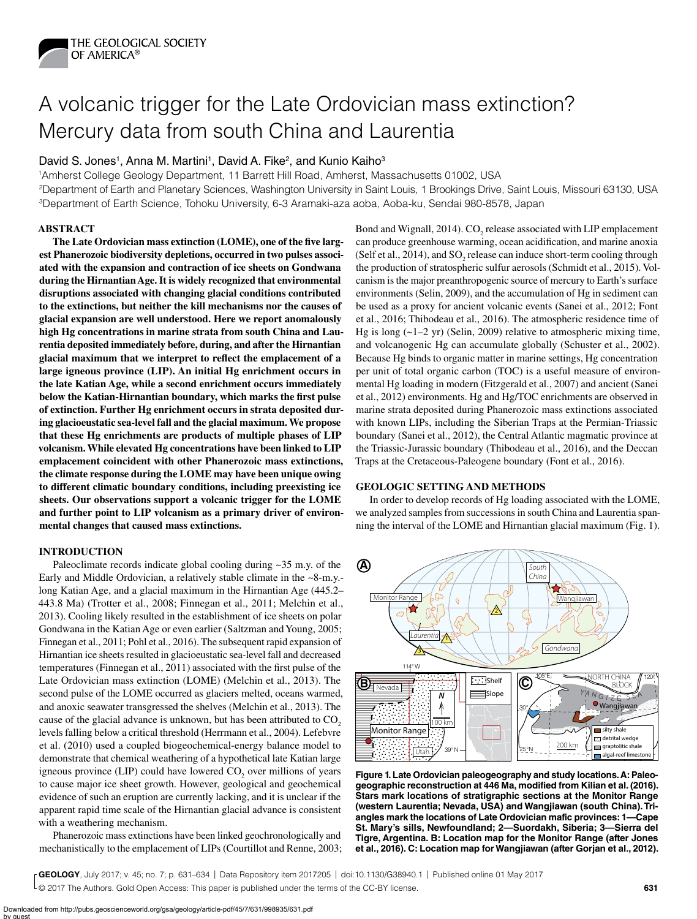# A volcanic trigger for the Late Ordovician mass extinction? Mercury data from south China and Laurentia

David S. Jones[1], Anna M. Martini[1], David A. Fike[2], and Kunio Kaiho[3]

[1]Amherst College Geology Department, 11 Barrett Hill Road, Amherst, Massachusetts 01002, USA
[2]Department of Earth and Planetary Sciences, Washington University in Saint Louis, 1 Brookings Drive, Saint Louis, Missouri 63130, USA
[3]Department of Earth Science, Tohoku University, 6-3 Aramaki-aza aoba, Aoba-ku, Sendai 980-8578, Japan

## ABSTRACT

**The Late Ordovician mass extinction (LOME), one of the five largest Phanerozoic biodiversity depletions, occurred in two pulses associated with the expansion and contraction of ice sheets on Gondwana during the Hirnantian Age. It is widely recognized that environmental disruptions associated with changing glacial conditions contributed to the extinctions, but neither the kill mechanisms nor the causes of glacial expansion are well understood. Here we report anomalously high Hg concentrations in marine strata from south China and Laurentia deposited immediately before, during, and after the Hirnantian glacial maximum that we interpret to reflect the emplacement of a large igneous province (LIP). An initial Hg enrichment occurs in the late Katian Age, while a second enrichment occurs immediately below the Katian-Hirnantian boundary, which marks the first pulse of extinction. Further Hg enrichment occurs in strata deposited during glacioeustatic sea-level fall and the glacial maximum. We propose that these Hg enrichments are products of multiple phases of LIP volcanism. While elevated Hg concentrations have been linked to LIP emplacement coincident with other Phanerozoic mass extinctions, the climate response during the LOME may have been unique owing to different climatic boundary conditions, including preexisting ice sheets. Our observations support a volcanic trigger for the LOME and further point to LIP volcanism as a primary driver of environmental changes that caused mass extinctions.**

## INTRODUCTION

Paleoclimate records indicate global cooling during ~35 m.y. of the Early and Middle Ordovician, a relatively stable climate in the ~8-m.y.-long Katian Age, and a glacial maximum in the Hirnantian Age (445.2–443.8 Ma) (Trotter et al., 2008; Finnegan et al., 2011; Melchin et al., 2013). Cooling likely resulted in the establishment of ice sheets on polar Gondwana in the Katian Age or even earlier (Saltzman and Young, 2005; Finnegan et al., 2011; Pohl et al., 2016). The subsequent rapid expansion of Hirnantian ice sheets resulted in glacioeustatic sea-level fall and decreased temperatures (Finnegan et al., 2011) associated with the first pulse of the Late Ordovician mass extinction (LOME) (Melchin et al., 2013). The second pulse of the LOME occurred as glaciers melted, oceans warmed, and anoxic seawater transgressed the shelves (Melchin et al., 2013). The cause of the glacial advance is unknown, but has been attributed to $CO_2$ levels falling below a critical threshold (Herrmann et al., 2004). Lefebvre et al. (2010) used a coupled biogeochemical-energy balance model to demonstrate that chemical weathering of a hypothetical late Katian large igneous province (LIP) could have lowered $CO_2$ over millions of years to cause major ice sheet growth. However, geological and geochemical evidence of such an eruption are currently lacking, and it is unclear if the apparent rapid time scale of the Hirnantian glacial advance is consistent with a weathering mechanism.

Phanerozoic mass extinctions have been linked geochronologically and mechanistically to the emplacement of LIPs (Courtillot and Renne, 2003; Bond and Wignall, 2014). $CO_2$ release associated with LIP emplacement can produce greenhouse warming, ocean acidification, and marine anoxia (Self et al., 2014), and $SO_2$ release can induce short-term cooling through the production of stratospheric sulfur aerosols (Schmidt et al., 2015). Volcanism is the major preanthropogenic source of mercury to Earth's surface environments (Selin, 2009), and the accumulation of Hg in sediment can be used as a proxy for ancient volcanic events (Sanei et al., 2012; Font et al., 2016; Thibodeau et al., 2016). The atmospheric residence time of Hg is long (~1–2 yr) (Selin, 2009) relative to atmospheric mixing time, and volcanogenic Hg can accumulate globally (Schuster et al., 2002). Because Hg binds to organic matter in marine settings, Hg concentration per unit of total organic carbon (TOC) is a useful measure of environmental Hg loading in modern (Fitzgerald et al., 2007) and ancient (Sanei et al., 2012) environments. Hg and Hg/TOC enrichments are observed in marine strata deposited during Phanerozoic mass extinctions associated with known LIPs, including the Siberian Traps at the Permian-Triassic boundary (Sanei et al., 2012), the Central Atlantic magmatic province at the Triassic-Jurassic boundary (Thibodeau et al., 2016), and the Deccan Traps at the Cretaceous-Paleogene boundary (Font et al., 2016).

## GEOLOGIC SETTING AND METHODS

In order to develop records of Hg loading associated with the LOME, we analyzed samples from successions in south China and Laurentia spanning the interval of the LOME and Hirnantian glacial maximum (Fig. 1).

**Figure 1. Late Ordovician paleogeography and study locations. A: Paleogeographic reconstruction at 446 Ma, modified from Kilian et al. (2016). Stars mark locations of stratigraphic sections at the Monitor Range (western Laurentia; Nevada, USA) and Wangjiawan (south China). Triangles mark the locations of Late Ordovician mafic provinces: 1—Cape St. Mary's sills, Newfoundland; 2—Suordakh, Siberia; 3—Sierra del Tigre, Argentina. B: Location map for the Monitor Range (after Jones et al., 2016). C: Location map for Wangjiawan (after Gorjan et al., 2012).**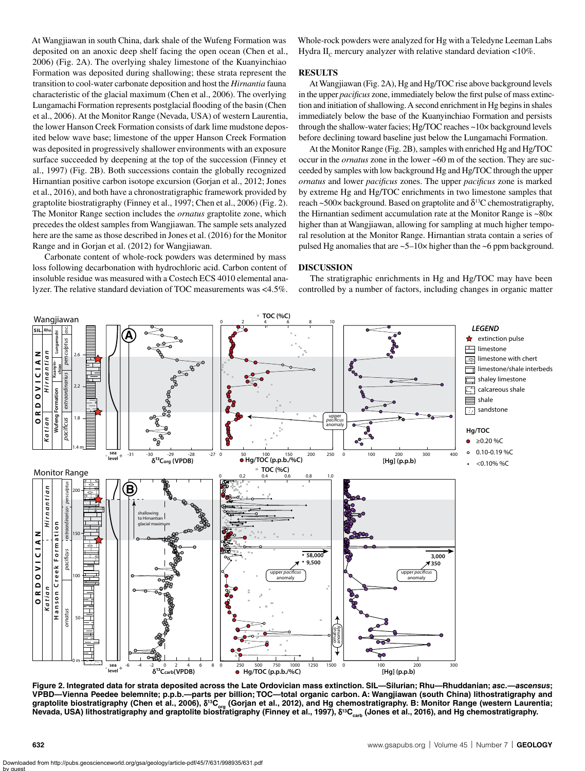At Wangjiawan in south China, dark shale of the Wufeng Formation was deposited on an anoxic deep shelf facing the open ocean (Chen et al., 2006) (Fig. 2A). The overlying shaley limestone of the Kuanyinchiao Formation was deposited during shallowing; these strata represent the transition to cool-water carbonate deposition and host the *Hirnantia* fauna characteristic of the glacial maximum (Chen et al., 2006). The overlying Lungamachi Formation represents postglacial flooding of the basin (Chen et al., 2006). At the Monitor Range (Nevada, USA) of western Laurentia, the lower Hanson Creek Formation consists of dark lime mudstone deposited below wave base; limestone of the upper Hanson Creek Formation was deposited in progressively shallower environments with an exposure surface succeeded by deepening at the top of the succession (Finney et al., 1997) (Fig. 2B). Both successions contain the globally recognized Hirnantian positive carbon isotope excursion (Gorjan et al., 2012; Jones et al., 2016), and both have a chronostratigraphic framework provided by graptolite biostratigraphy (Finney et al., 1997; Chen et al., 2006) (Fig. 2). The Monitor Range section includes the *ornatus* graptolite zone, which precedes the oldest samples from Wangjiawan. The sample sets analyzed here are the same as those described in Jones et al. (2016) for the Monitor Range and in Gorjan et al. (2012) for Wangjiawan.

Carbonate content of whole-rock powders was determined by mass loss following decarbonation with hydrochloric acid. Carbon content of insoluble residue was measured with a Costech ECS 4010 elemental analyzer. The relative standard deviation of TOC measurements was <4.5%. Whole-rock powders were analyzed for Hg with a Teledyne Leeman Labs Hydra $II_C$ mercury analyzer with relative standard deviation <10%.

## RESULTS

At Wangjiawan (Fig. 2A), Hg and Hg/TOC rise above background levels in the upper *pacificus* zone, immediately below the first pulse of mass extinction and initiation of shallowing. A second enrichment in Hg begins in shales immediately below the base of the Kuanyinchiao Formation and persists through the shallow-water facies; Hg/TOC reaches ~10× background levels before declining toward baseline just below the Lungamachi Formation.

At the Monitor Range (Fig. 2B), samples with enriched Hg and Hg/TOC occur in the *ornatus* zone in the lower ~60 m of the section. They are succeeded by samples with low background Hg and Hg/TOC through the upper *ornatus* and lower *pacificus* zones. The upper *pacificus* zone is marked by extreme Hg and Hg/TOC enrichments in two limestone samples that reach ~500× background. Based on graptolite and $\delta^{13}C$ chemostratigraphy, the Hirnantian sediment accumulation rate at the Monitor Range is ~80× higher than at Wangjiawan, allowing for sampling at much higher temporal resolution at the Monitor Range. Hirnantian strata contain a series of pulsed Hg anomalies that are ~5–10× higher than the ~6 ppm background.

## DISCUSSION

The stratigraphic enrichments in Hg and Hg/TOC may have been controlled by a number of factors, including changes in organic matter

**Figure 2. Integrated data for strata deposited across the Late Ordovician mass extinction. SIL—Silurian; Rhu—Rhuddanian; *asc.*—*ascensus*; VPDB—Vienna Peedee belemnite; p.p.b.—parts per billion; TOC—total organic carbon. A: Wangjiawan (south China) lithostratigraphy and graptolite biostratigraphy (Chen et al., 2006), $\delta^{13}C_{org}$ (Gorjan et al., 2012), and Hg chemostratigraphy. B: Monitor Range (western Laurentia; Nevada, USA) lithostratigraphy and graptolite biostratigraphy (Finney et al., 1997), $\delta^{13}C_{carb}$ (Jones et al., 2016), and Hg chemostratigraphy.**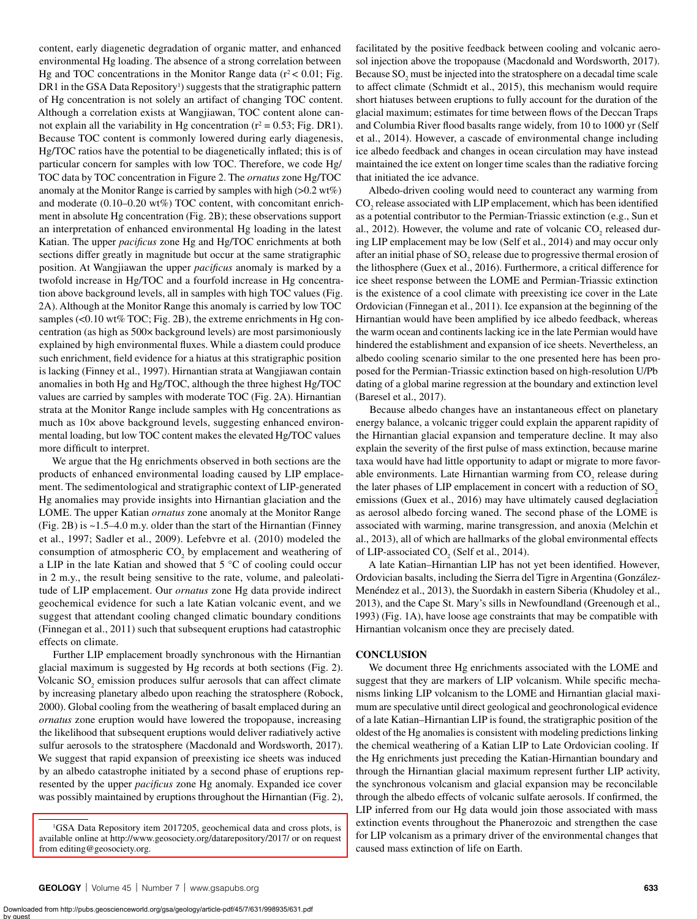content, early diagenetic degradation of organic matter, and enhanced environmental Hg loading. The absence of a strong correlation between Hg and TOC concentrations in the Monitor Range data ($r^2 < 0.01$; Fig. DR1 in the GSA Data Repository[1]) suggests that the stratigraphic pattern of Hg concentration is not solely an artifact of changing TOC content. Although a correlation exists at Wangjiawan, TOC content alone cannot explain all the variability in Hg concentration ($r^2 = 0.53$; Fig. DR1). Because TOC content is commonly lowered during early diagenesis, Hg/TOC ratios have the potential to be diagenetically inflated; this is of particular concern for samples with low TOC. Therefore, we code Hg/TOC data by TOC concentration in Figure 2. The *ornatus* zone Hg/TOC anomaly at the Monitor Range is carried by samples with high (>0.2 wt%) and moderate (0.10–0.20 wt%) TOC content, with concomitant enrichment in absolute Hg concentration (Fig. 2B); these observations support an interpretation of enhanced environmental Hg loading in the latest Katian. The upper *pacificus* zone Hg and Hg/TOC enrichments at both sections differ greatly in magnitude but occur at the same stratigraphic position. At Wangjiawan the upper *pacificus* anomaly is marked by a twofold increase in Hg/TOC and a fourfold increase in Hg concentration above background levels, all in samples with high TOC values (Fig. 2A). Although at the Monitor Range this anomaly is carried by low TOC samples (<0.10 wt% TOC; Fig. 2B), the extreme enrichments in Hg concentration (as high as 500× background levels) are most parsimoniously explained by high environmental fluxes. While a diastem could produce such enrichment, field evidence for a hiatus at this stratigraphic position is lacking (Finney et al., 1997). Hirnantian strata at Wangjiawan contain anomalies in both Hg and Hg/TOC, although the three highest Hg/TOC values are carried by samples with moderate TOC (Fig. 2A). Hirnantian strata at the Monitor Range include samples with Hg concentrations as much as 10× above background levels, suggesting enhanced environmental loading, but low TOC content makes the elevated Hg/TOC values more difficult to interpret.

We argue that the Hg enrichments observed in both sections are the products of enhanced environmental loading caused by LIP emplacement. The sedimentological and stratigraphic context of LIP-generated Hg anomalies may provide insights into Hirnantian glaciation and the LOME. The upper Katian *ornatus* zone anomaly at the Monitor Range (Fig. 2B) is ~1.5–4.0 m.y. older than the start of the Hirnantian (Finney et al., 1997; Sadler et al., 2009). Lefebvre et al. (2010) modeled the consumption of atmospheric $CO_2$ by emplacement and weathering of a LIP in the late Katian and showed that 5 °C of cooling could occur in 2 m.y., the result being sensitive to the rate, volume, and paleolatitude of LIP emplacement. Our *ornatus* zone Hg data provide indirect geochemical evidence for such a late Katian volcanic event, and we suggest that attendant cooling changed climatic boundary conditions (Finnegan et al., 2011) such that subsequent eruptions had catastrophic effects on climate.

Further LIP emplacement broadly synchronous with the Hirnantian glacial maximum is suggested by Hg records at both sections (Fig. 2). Volcanic $SO_2$ emission produces sulfur aerosols that can affect climate by increasing planetary albedo upon reaching the stratosphere (Robock, 2000). Global cooling from the weathering of basalt emplaced during an *ornatus* zone eruption would have lowered the tropopause, increasing the likelihood that subsequent eruptions would deliver radiatively active sulfur aerosols to the stratosphere (Macdonald and Wordsworth, 2017). We suggest that rapid expansion of preexisting ice sheets was induced by an albedo catastrophe initiated by a second phase of eruptions represented by the upper *pacificus* zone Hg anomaly. Expanded ice cover was possibly maintained by eruptions throughout the Hirnantian (Fig. 2), facilitated by the positive feedback between cooling and volcanic aerosol injection above the tropopause (Macdonald and Wordsworth, 2017). Because $SO_2$ must be injected into the stratosphere on a decadal time scale to affect climate (Schmidt et al., 2015), this mechanism would require short hiatuses between eruptions to fully account for the duration of the glacial maximum; estimates for time between flows of the Deccan Traps and Columbia River flood basalts range widely, from 10 to 1000 yr (Self et al., 2014). However, a cascade of environmental change including ice albedo feedback and changes in ocean circulation may have instead maintained the ice extent on longer time scales than the radiative forcing that initiated the ice advance.

Albedo-driven cooling would need to counteract any warming from $CO_2$ release associated with LIP emplacement, which has been identified as a potential contributor to the Permian-Triassic extinction (e.g., Sun et al., 2012). However, the volume and rate of volcanic $CO_2$ released during LIP emplacement may be low (Self et al., 2014) and may occur only after an initial phase of $SO_2$ release due to progressive thermal erosion of the lithosphere (Guex et al., 2016). Furthermore, a critical difference for ice sheet response between the LOME and Permian-Triassic extinction is the existence of a cool climate with preexisting ice cover in the Late Ordovician (Finnegan et al., 2011). Ice expansion at the beginning of the Hirnantian would have been amplified by ice albedo feedback, whereas the warm ocean and continents lacking ice in the late Permian would have hindered the establishment and expansion of ice sheets. Nevertheless, an albedo cooling scenario similar to the one presented here has been proposed for the Permian-Triassic extinction based on high-resolution U/Pb dating of a global marine regression at the boundary and extinction level (Baresel et al., 2017).

Because albedo changes have an instantaneous effect on planetary energy balance, a volcanic trigger could explain the apparent rapidity of the Hirnantian glacial expansion and temperature decline. It may also explain the severity of the first pulse of mass extinction, because marine taxa would have had little opportunity to adapt or migrate to more favorable environments. Late Hirnantian warming from $CO_2$ release during the later phases of LIP emplacement in concert with a reduction of $SO_2$ emissions (Guex et al., 2016) may have ultimately caused deglaciation as aerosol albedo forcing waned. The second phase of the LOME is associated with warming, marine transgression, and anoxia (Melchin et al., 2013), all of which are hallmarks of the global environmental effects of LIP-associated $CO_2$ (Self et al., 2014).

A late Katian–Hirnantian LIP has not yet been identified. However, Ordovician basalts, including the Sierra del Tigre in Argentina (González-Menéndez et al., 2013), the Suordakh in eastern Siberia (Khudoley et al., 2013), and the Cape St. Mary's sills in Newfoundland (Greenough et al., 1993) (Fig. 1A), have loose age constraints that may be compatible with Hirnantian volcanism once they are precisely dated.

## CONCLUSION

We document three Hg enrichments associated with the LOME and suggest that they are markers of LIP volcanism. While specific mechanisms linking LIP volcanism to the LOME and Hirnantian glacial maximum are speculative until direct geological and geochronological evidence of a late Katian–Hirnantian LIP is found, the stratigraphic position of the oldest of the Hg anomalies is consistent with modeling predictions linking the chemical weathering of a Katian LIP to Late Ordovician cooling. If the Hg enrichments just preceding the Katian-Hirnantian boundary and through the Hirnantian glacial maximum represent further LIP activity, the synchronous volcanism and glacial expansion may be reconcilable through the albedo effects of volcanic sulfate aerosols. If confirmed, the LIP inferred from our Hg data would join those associated with mass extinction events throughout the Phanerozoic and strengthen the case for LIP volcanism as a primary driver of the environmental changes that caused mass extinction of life on Earth.

[1]GSA Data Repository item 2017205, geochemical data and cross plots, is available online at http://www.geosociety.org/datarepository/2017/ or on request from editing@geosociety.org.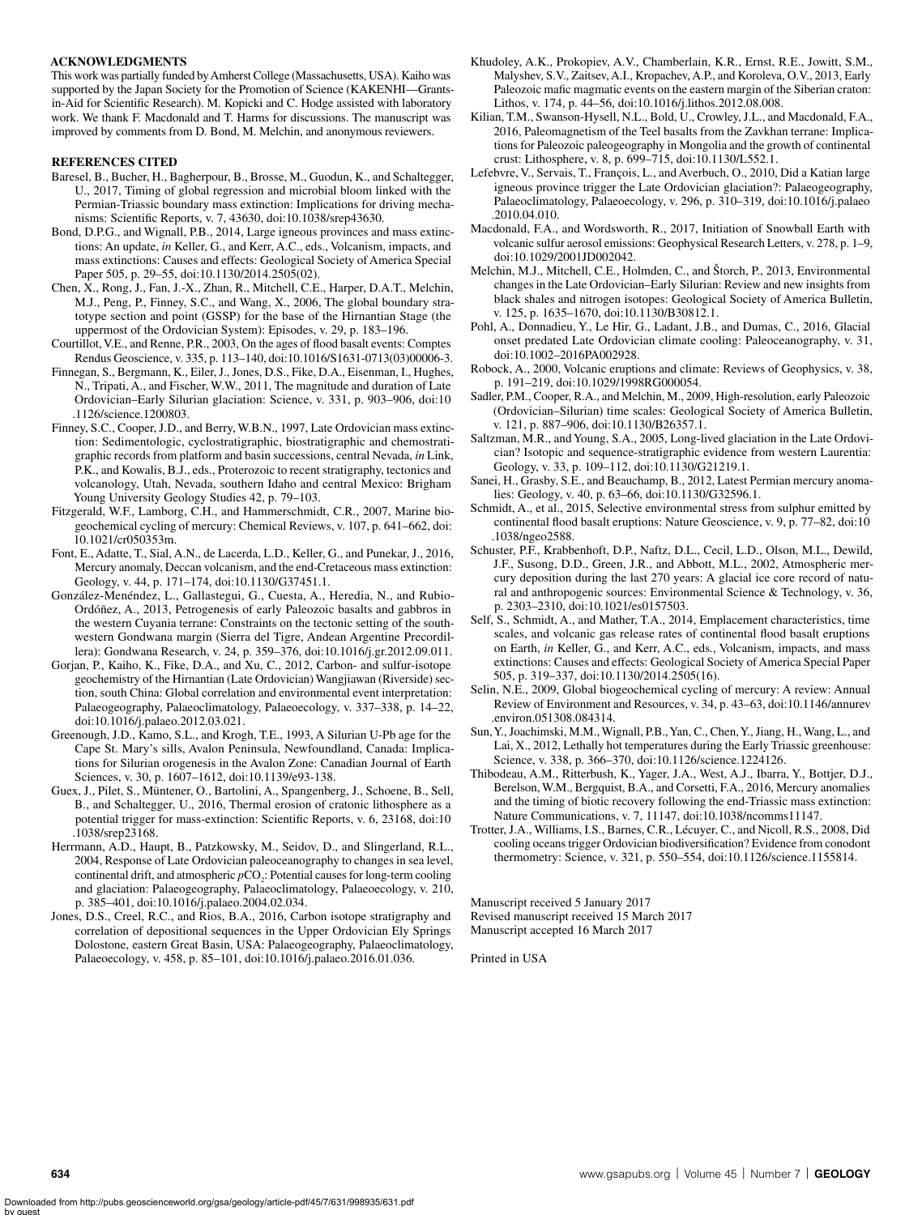## ACKNOWLEDGMENTS

This work was partially funded by Amherst College (Massachusetts, USA). Kaiho was supported by the Japan Society for the Promotion of Science (KAKENHI—Grants-in-Aid for Scientific Research). M. Kopicki and C. Hodge assisted with laboratory work. We thank F. Macdonald and T. Harms for discussions. The manuscript was improved by comments from D. Bond, M. Melchin, and anonymous reviewers.

## REFERENCES CITED

Baresel, B., Bucher, H., Bagherpour, B., Brosse, M., Guodun, K., and Schaltegger, U., 2017, Timing of global regression and microbial bloom linked with the Permian-Triassic boundary mass extinction: Implications for driving mechanisms: Scientific Reports, v. 7, 43630, doi:10.1038/srep43630.

Bond, D.P.G., and Wignall, P.B., 2014, Large igneous provinces and mass extinctions: An update, *in* Keller, G., and Kerr, A.C., eds., Volcanism, impacts, and mass extinctions: Causes and effects: Geological Society of America Special Paper 505, p. 29–55, doi:10.1130/2014.2505(02).

Chen, X., Rong, J., Fan, J.-X., Zhan, R., Mitchell, C.E., Harper, D.A.T., Melchin, M.J., Peng, P., Finney, S.C., and Wang, X., 2006, The global boundary stratotype section and point (GSSP) for the base of the Hirnantian Stage (the uppermost of the Ordovician System): Episodes, v. 29, p. 183–196.

Courtillot, V.E., and Renne, P.R., 2003, On the ages of flood basalt events: Comptes Rendus Geoscience, v. 335, p. 113–140, doi:10.1016/S1631-0713(03)00006-3.

Finnegan, S., Bergmann, K., Eiler, J., Jones, D.S., Fike, D.A., Eisenman, I., Hughes, N., Tripati, A., and Fischer, W.W., 2011, The magnitude and duration of Late Ordovician–Early Silurian glaciation: Science, v. 331, p. 903–906, doi:10.1126/science.1200803.

Finney, S.C., Cooper, J.D., and Berry, W.B.N., 1997, Late Ordovician mass extinction: Sedimentologic, cyclostratigraphic, biostratigraphic and chemostratigraphic records from platform and basin successions, central Nevada, *in* Link, P.K., and Kowalis, B.J., eds., Proterozoic to recent stratigraphy, tectonics and volcanology, Utah, Nevada, southern Idaho and central Mexico: Brigham Young University Geology Studies 42, p. 79–103.

Fitzgerald, W.F., Lamborg, C.H., and Hammerschmidt, C.R., 2007, Marine biogeochemical cycling of mercury: Chemical Reviews, v. 107, p. 641–662, doi:10.1021/cr050353m.

Font, E., Adatte, T., Sial, A.N., de Lacerda, L.D., Keller, G., and Punekar, J., 2016, Mercury anomaly, Deccan volcanism, and the end-Cretaceous mass extinction: Geology, v. 44, p. 171–174, doi:10.1130/G37451.1.

González-Menéndez, L., Gallastegui, G., Cuesta, A., Heredia, N., and Rubio-Ordóñez, A., 2013, Petrogenesis of early Paleozoic basalts and gabbros in the western Cuyania terrane: Constraints on the tectonic setting of the southwestern Gondwana margin (Sierra del Tigre, Andean Argentine Precordillera): Gondwana Research, v. 24, p. 359–376, doi:10.1016/j.gr.2012.09.011.

Gorjan, P., Kaiho, K., Fike, D.A., and Xu, C., 2012, Carbon- and sulfur-isotope geochemistry of the Hirnantian (Late Ordovician) Wangjiawan (Riverside) section, south China: Global correlation and environmental event interpretation: Palaeogeography, Palaeoclimatology, Palaeoecology, v. 337–338, p. 14–22, doi:10.1016/j.palaeo.2012.03.021.

Greenough, J.D., Kamo, S.L., and Krogh, T.E., 1993, A Silurian U-Pb age for the Cape St. Mary's sills, Avalon Peninsula, Newfoundland, Canada: Implications for Silurian orogenesis in the Avalon Zone: Canadian Journal of Earth Sciences, v. 30, p. 1607–1612, doi:10.1139/e93-138.

Guex, J., Pilet, S., Müntener, O., Bartolini, A., Spangenberg, J., Schoene, B., Sell, B., and Schaltegger, U., 2016, Thermal erosion of cratonic lithosphere as a potential trigger for mass-extinction: Scientific Reports, v. 6, 23168, doi:10.1038/srep23168.

Herrmann, A.D., Haupt, B., Patzkowsky, M., Seidov, D., and Slingerland, R.L., 2004, Response of Late Ordovician paleoceanography to changes in sea level, continental drift, and atmospheric $pCO_2$: Potential causes for long-term cooling and glaciation: Palaeogeography, Palaeoclimatology, Palaeoecology, v. 210, p. 385–401, doi:10.1016/j.palaeo.2004.02.034.

Jones, D.S., Creel, R.C., and Rios, B.A., 2016, Carbon isotope stratigraphy and correlation of depositional sequences in the Upper Ordovician Ely Springs Dolostone, eastern Great Basin, USA: Palaeogeography, Palaeoclimatology, Palaeoecology, v. 458, p. 85–101, doi:10.1016/j.palaeo.2016.01.036.

Khudoley, A.K., Prokopiev, A.V., Chamberlain, K.R., Ernst, R.E., Jowitt, S.M., Malyshev, S.V., Zaitsev, A.I., Kropachev, A.P., and Koroleva, O.V., 2013, Early Paleozoic mafic magmatic events on the eastern margin of the Siberian craton: Lithos, v. 174, p. 44–56, doi:10.1016/j.lithos.2012.08.008.

Kilian, T.M., Swanson-Hysell, N.L., Bold, U., Crowley, J.L., and Macdonald, F.A., 2016, Paleomagnetism of the Teel basalts from the Zavkhan terrane: Implications for Paleozoic paleogeography in Mongolia and the growth of continental crust: Lithosphere, v. 8, p. 699–715, doi:10.1130/L552.1.

Lefebvre, V., Servais, T., François, L., and Averbuch, O., 2010, Did a Katian large igneous province trigger the Late Ordovician glaciation?: Palaeogeography, Palaeoclimatology, Palaeoecology, v. 296, p. 310–319, doi:10.1016/j.palaeo.2010.04.010.

Macdonald, F.A., and Wordsworth, R., 2017, Initiation of Snowball Earth with volcanic sulfur aerosol emissions: Geophysical Research Letters, v. 278, p. 1–9, doi:10.1029/2001JD002042.

Melchin, M.J., Mitchell, C.E., Holmden, C., and Štorch, P., 2013, Environmental changes in the Late Ordovician–Early Silurian: Review and new insights from black shales and nitrogen isotopes: Geological Society of America Bulletin, v. 125, p. 1635–1670, doi:10.1130/B30812.1.

Pohl, A., Donnadieu, Y., Le Hir, G., Ladant, J.B., and Dumas, C., 2016, Glacial onset predated Late Ordovician climate cooling: Paleoceanography, v. 31, doi:10.1002–2016PA002928.

Robock, A., 2000, Volcanic eruptions and climate: Reviews of Geophysics, v. 38, p. 191–219, doi:10.1029/1998RG000054.

Sadler, P.M., Cooper, R.A., and Melchin, M., 2009, High-resolution, early Paleozoic (Ordovician–Silurian) time scales: Geological Society of America Bulletin, v. 121, p. 887–906, doi:10.1130/B26357.1.

Saltzman, M.R., and Young, S.A., 2005, Long-lived glaciation in the Late Ordovician? Isotopic and sequence-stratigraphic evidence from western Laurentia: Geology, v. 33, p. 109–112, doi:10.1130/G21219.1.

Sanei, H., Grasby, S.E., and Beauchamp, B., 2012, Latest Permian mercury anomalies: Geology, v. 40, p. 63–66, doi:10.1130/G32596.1.

Schmidt, A., et al., 2015, Selective environmental stress from sulphur emitted by continental flood basalt eruptions: Nature Geoscience, v. 9, p. 77–82, doi:10.1038/ngeo2588.

Schuster, P.F., Krabbenhoft, D.P., Naftz, D.L., Cecil, L.D., Olson, M.L., Dewild, J.F., Susong, D.D., Green, J.R., and Abbott, M.L., 2002, Atmospheric mercury deposition during the last 270 years: A glacial ice core record of natural and anthropogenic sources: Environmental Science & Technology, v. 36, p. 2303–2310, doi:10.1021/es0157503.

Self, S., Schmidt, A., and Mather, T.A., 2014, Emplacement characteristics, time scales, and volcanic gas release rates of continental flood basalt eruptions on Earth, *in* Keller, G., and Kerr, A.C., eds., Volcanism, impacts, and mass extinctions: Causes and effects: Geological Society of America Special Paper 505, p. 319–337, doi:10.1130/2014.2505(16).

Selin, N.E., 2009, Global biogeochemical cycling of mercury: A review: Annual Review of Environment and Resources, v. 34, p. 43–63, doi:10.1146/annurev.environ.051308.084314.

Sun, Y., Joachimski, M.M., Wignall, P.B., Yan, C., Chen, Y., Jiang, H., Wang, L., and Lai, X., 2012, Lethally hot temperatures during the Early Triassic greenhouse: Science, v. 338, p. 366–370, doi:10.1126/science.1224126.

Thibodeau, A.M., Ritterbush, K., Yager, J.A., West, A.J., Ibarra, Y., Bottjer, D.J., Berelson, W.M., Bergquist, B.A., and Corsetti, F.A., 2016, Mercury anomalies and the timing of biotic recovery following the end-Triassic mass extinction: Nature Communications, v. 7, 11147, doi:10.1038/ncomms11147.

Trotter, J.A., Williams, I.S., Barnes, C.R., Lécuyer, C., and Nicoll, R.S., 2008, Did cooling oceans trigger Ordovician biodiversification? Evidence from conodont thermometry: Science, v. 321, p. 550–554, doi:10.1126/science.1155814.

Manuscript received 5 January 2017
Revised manuscript received 15 March 2017
Manuscript accepted 16 March 2017

Printed in USA